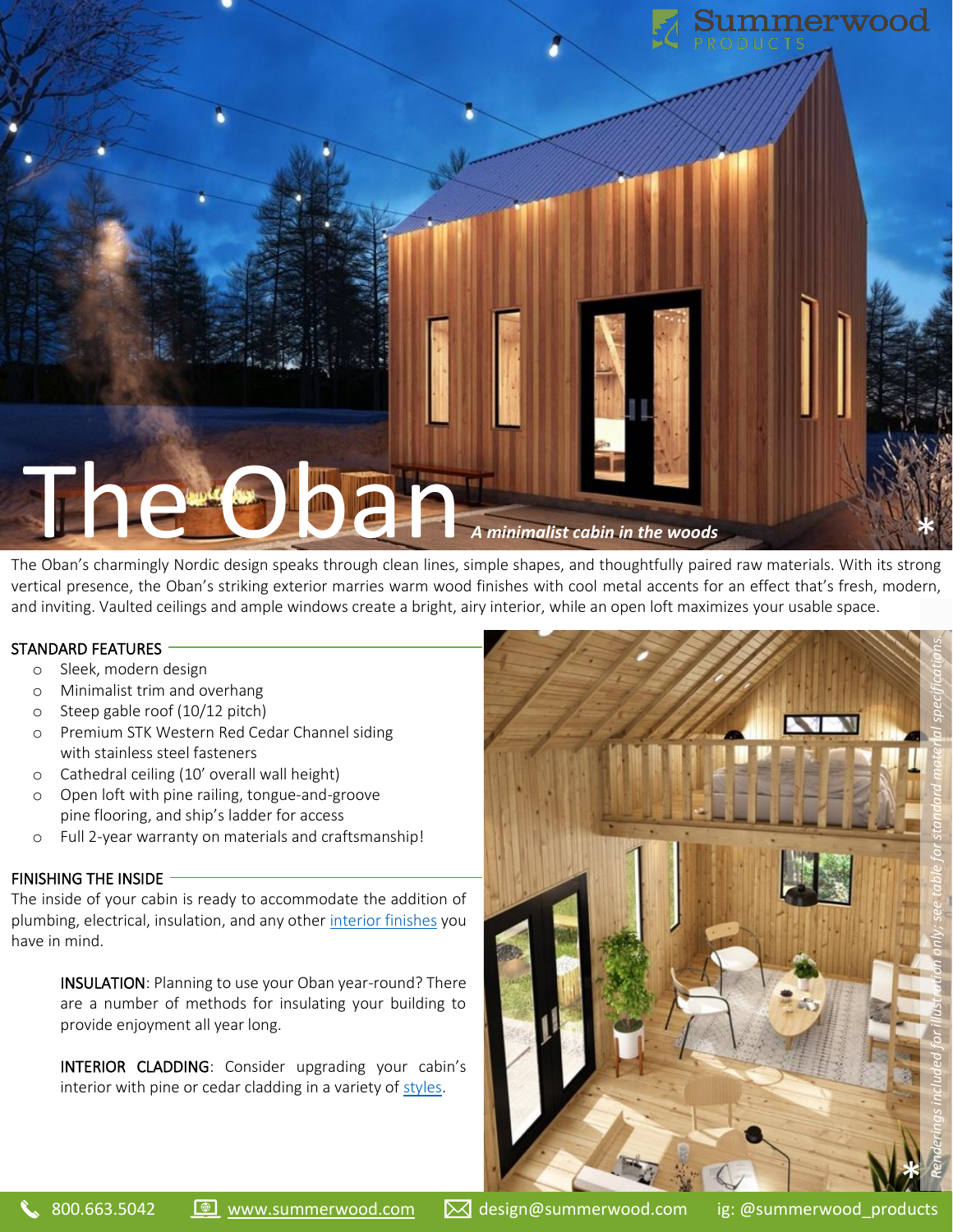# The Oban

*A minimalist cabin in the woods*

The Oban's charmingly Nordic design speaks through clean lines, simple shapes, and thoughtfully paired raw materials. With its strong vertical presence, the Oban's striking exterior marries warm wood finishes with cool metal accents for an effect that's fresh, modern, and inviting. Vaulted ceilings and ample windows create a bright, airy interior, while an open loft maximizes your usable space.

## STANDARD FEATURES

- Sleek, modern design
- Minimalist trim and overhang
- Steep gable roof (10/12 pitch)
- Premium STK Western Red Cedar Channel siding with stainless steel fasteners
- Cathedral ceiling (10' overall wall height)
- Open loft with pine railing, tongue-and-groove pine flooring, and ship's ladder for access
- Full 2-year warranty on materials and craftsmanship!

## FINISHING THE INSIDE

The inside of your cabin is ready to accommodate the addition of plumbing, electrical, insulation, and any other interior finishes you have in mind.

INSULATION: Planning to use your Oban year-round? There are a number of methods for insulating your building to provide enjoyment all year long.

INTERIOR CLADDING: Consider upgrading your cabin's interior with pine or cedar cladding in a variety of styles.

*Renderings included for illustration only; see table for standard material specifications.

800.663.5042 | www.summerwood.com | design@summerwood.com | ig: @summerwood_products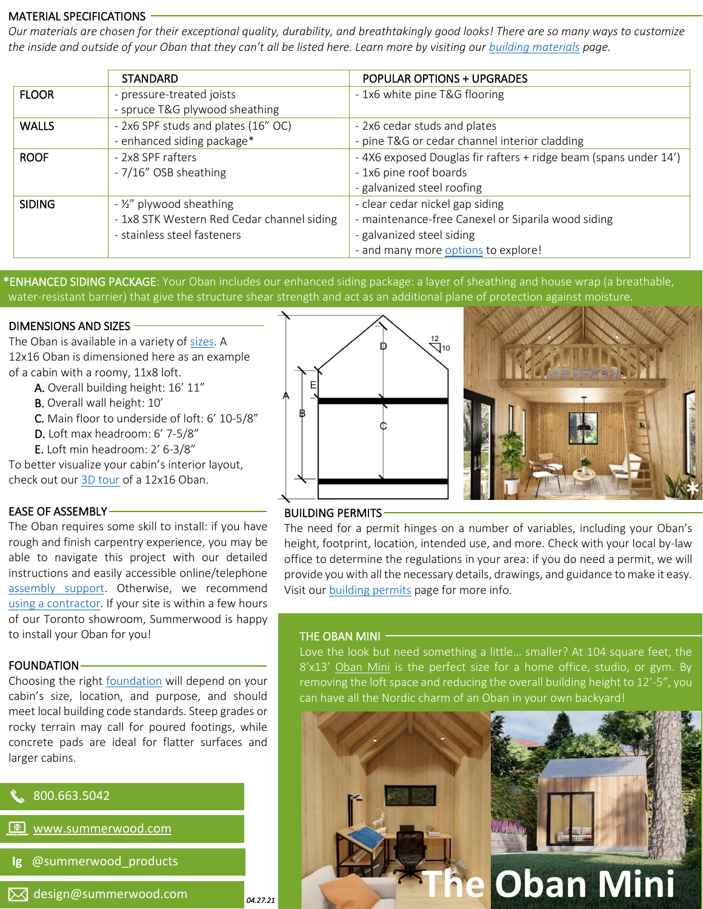## MATERIAL SPECIFICATIONS

*Our materials are chosen for their exceptional quality, durability, and breathtakingly good looks! There are so many ways to customize the inside and outside of your Oban that they can't all be listed here. Learn more by visiting our building materials page.*

| | STANDARD | POPULAR OPTIONS + UPGRADES |
|---|---|---|
| FLOOR | - pressure-treated joists<br>- spruce T&G plywood sheathing | - 1x6 white pine T&G flooring |
| WALLS | - 2x6 SPF studs and plates (16" OC)<br>- enhanced siding package* | - 2x6 cedar studs and plates<br>- pine T&G or cedar channel interior cladding |
| ROOF | - 2x8 SPF rafters<br>- 7/16" OSB sheathing | - 4X6 exposed Douglas fir rafters + ridge beam (spans under 14')<br>- 1x6 pine roof boards<br>- galvanized steel roofing |
| SIDING | - ½" plywood sheathing<br>- 1x8 STK Western Red Cedar channel siding<br>- stainless steel fasteners | - clear cedar nickel gap siding<br>- maintenance-free Canexel or Siparila wood siding<br>- galvanized steel siding<br>- and many more options to explore! |

*ENHANCED SIDING PACKAGE: Your Oban includes our enhanced siding package: a layer of sheathing and house wrap (a breathable, water-resistant barrier) that give the structure shear strength and act as an additional plane of protection against moisture.

## DIMENSIONS AND SIZES

The Oban is available in a variety of sizes. A 12x16 Oban is dimensioned here as an example of a cabin with a roomy, 11x8 loft.

- **A.** Overall building height: 16' 11"
- **B.** Overall wall height: 10'
- **C.** Main floor to underside of loft: 6' 10-5/8"
- **D.** Loft max headroom: 6' 7-5/8"
- **E.** Loft min headroom: 2' 6-3/8"

To better visualize your cabin's interior layout, check out our 3D tour of a 12x16 Oban.

A
B
C
D
E
12
10

## EASE OF ASSEMBLY

The Oban requires some skill to install: if you have rough and finish carpentry experience, you may be able to navigate this project with our detailed instructions and easily accessible online/telephone assembly support. Otherwise, we recommend using a contractor. If your site is within a few hours of our Toronto showroom, Summerwood is happy to install your Oban for you!

## FOUNDATION

Choosing the right foundation will depend on your cabin's size, location, and purpose, and should meet local building code standards. Steep grades or rocky terrain may call for poured footings, while concrete pads are ideal for flatter surfaces and larger cabins.

## BUILDING PERMITS

The need for a permit hinges on a number of variables, including your Oban's height, footprint, location, intended use, and more. Check with your local by-law office to determine the regulations in your area: if you do need a permit, we will provide you with all the necessary details, drawings, and guidance to make it easy. Visit our building permits page for more info.

## THE OBAN MINI

Love the look but need something a little… smaller? At 104 square feet, the 8'x13' Oban Mini is the perfect size for a home office, studio, or gym. By removing the loft space and reducing the overall building height to 12'-5", you can have all the Nordic charm of an Oban in your own backyard!

The Oban Mini

800.663.5042

www.summerwood.com

@summerwood_products

design@summerwood.com

04.27.21